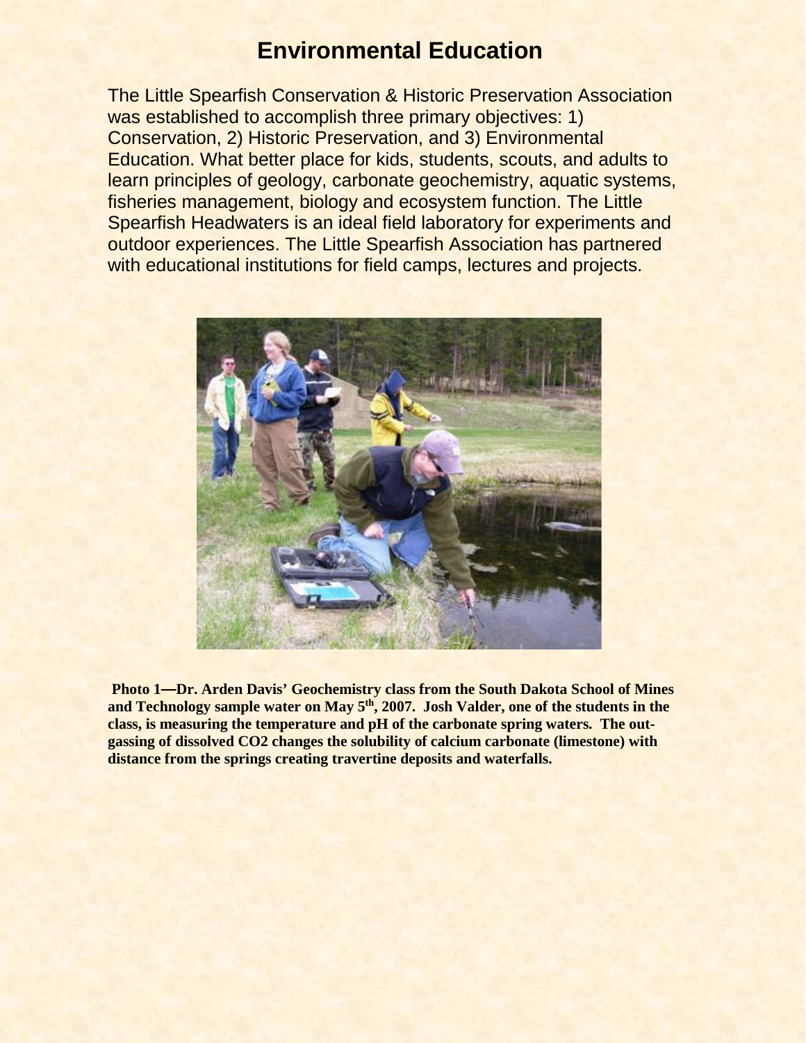# Environmental Education

The Little Spearfish Conservation & Historic Preservation Association was established to accomplish three primary objectives: 1) Conservation, 2) Historic Preservation, and 3) Environmental Education. What better place for kids, students, scouts, and adults to learn principles of geology, carbonate geochemistry, aquatic systems, fisheries management, biology and ecosystem function. The Little Spearfish Headwaters is an ideal field laboratory for experiments and outdoor experiences. The Little Spearfish Association has partnered with educational institutions for field camps, lectures and projects.

**Photo 1—Dr. Arden Davis' Geochemistry class from the South Dakota School of Mines and Technology sample water on May 5th, 2007. Josh Valder, one of the students in the class, is measuring the temperature and pH of the carbonate spring waters. The out-gassing of dissolved CO2 changes the solubility of calcium carbonate (limestone) with distance from the springs creating travertine deposits and waterfalls.**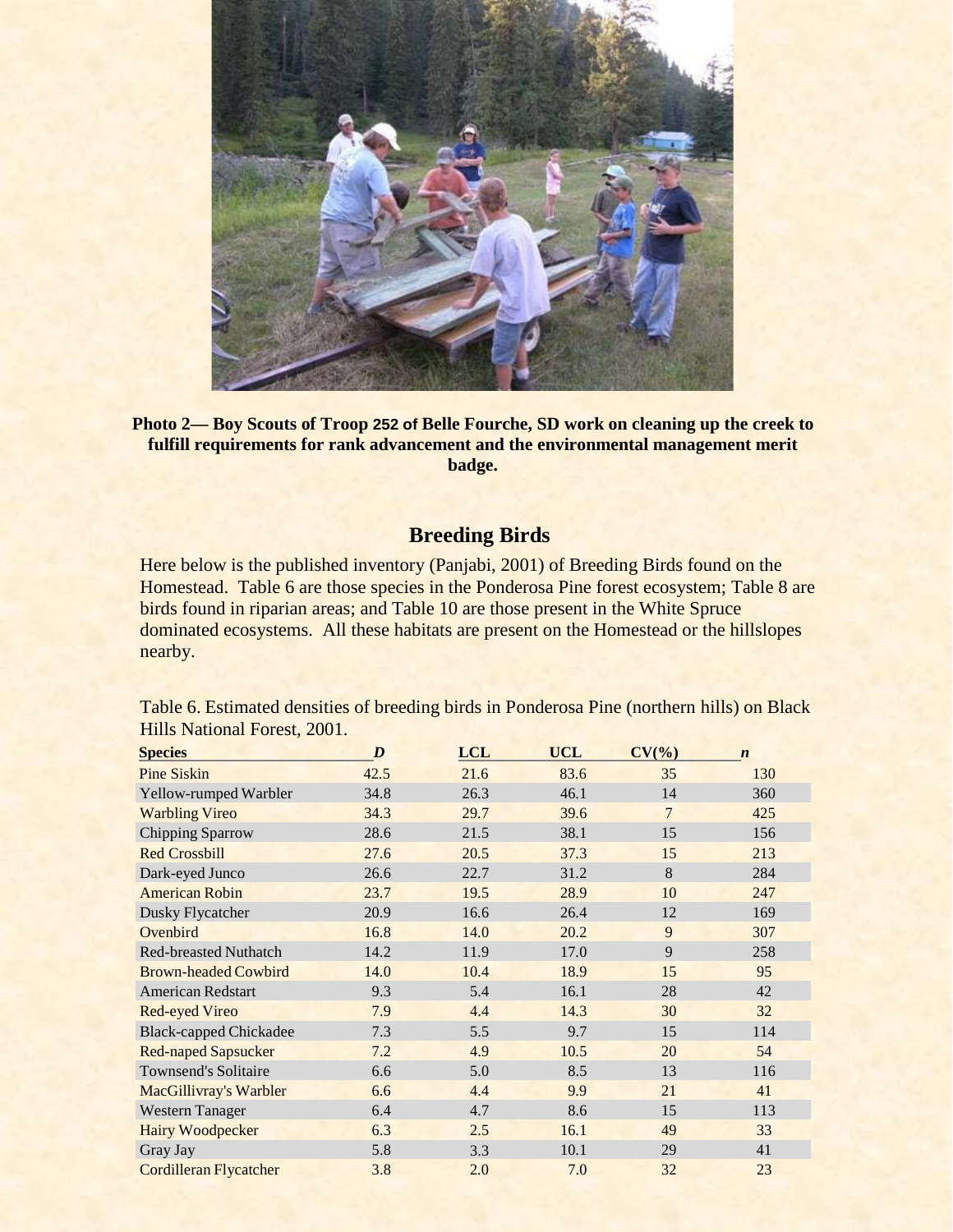**Photo 2— Boy Scouts of Troop 252 of Belle Fourche, SD work on cleaning up the creek to fulfill requirements for rank advancement and the environmental management merit badge.**

## Breeding Birds

Here below is the published inventory (Panjabi, 2001) of Breeding Birds found on the Homestead. Table 6 are those species in the Ponderosa Pine forest ecosystem; Table 8 are birds found in riparian areas; and Table 10 are those present in the White Spruce dominated ecosystems. All these habitats are present on the Homestead or the hillslopes nearby.

Table 6. Estimated densities of breeding birds in Ponderosa Pine (northern hills) on Black Hills National Forest, 2001.

| **Species** | ***D*** | **LCL** | **UCL** | **CV(%)** | ***n*** |
|---|---|---|---|---|---|
| Pine Siskin | 42.5 | 21.6 | 83.6 | 35 | 130 |
| Yellow-rumped Warbler | 34.8 | 26.3 | 46.1 | 14 | 360 |
| Warbling Vireo | 34.3 | 29.7 | 39.6 | 7 | 425 |
| Chipping Sparrow | 28.6 | 21.5 | 38.1 | 15 | 156 |
| Red Crossbill | 27.6 | 20.5 | 37.3 | 15 | 213 |
| Dark-eyed Junco | 26.6 | 22.7 | 31.2 | 8 | 284 |
| American Robin | 23.7 | 19.5 | 28.9 | 10 | 247 |
| Dusky Flycatcher | 20.9 | 16.6 | 26.4 | 12 | 169 |
| Ovenbird | 16.8 | 14.0 | 20.2 | 9 | 307 |
| Red-breasted Nuthatch | 14.2 | 11.9 | 17.0 | 9 | 258 |
| Brown-headed Cowbird | 14.0 | 10.4 | 18.9 | 15 | 95 |
| American Redstart | 9.3 | 5.4 | 16.1 | 28 | 42 |
| Red-eyed Vireo | 7.9 | 4.4 | 14.3 | 30 | 32 |
| Black-capped Chickadee | 7.3 | 5.5 | 9.7 | 15 | 114 |
| Red-naped Sapsucker | 7.2 | 4.9 | 10.5 | 20 | 54 |
| Townsend's Solitaire | 6.6 | 5.0 | 8.5 | 13 | 116 |
| MacGillivray's Warbler | 6.6 | 4.4 | 9.9 | 21 | 41 |
| Western Tanager | 6.4 | 4.7 | 8.6 | 15 | 113 |
| Hairy Woodpecker | 6.3 | 2.5 | 16.1 | 49 | 33 |
| Gray Jay | 5.8 | 3.3 | 10.1 | 29 | 41 |
| Cordilleran Flycatcher | 3.8 | 2.0 | 7.0 | 32 | 23 |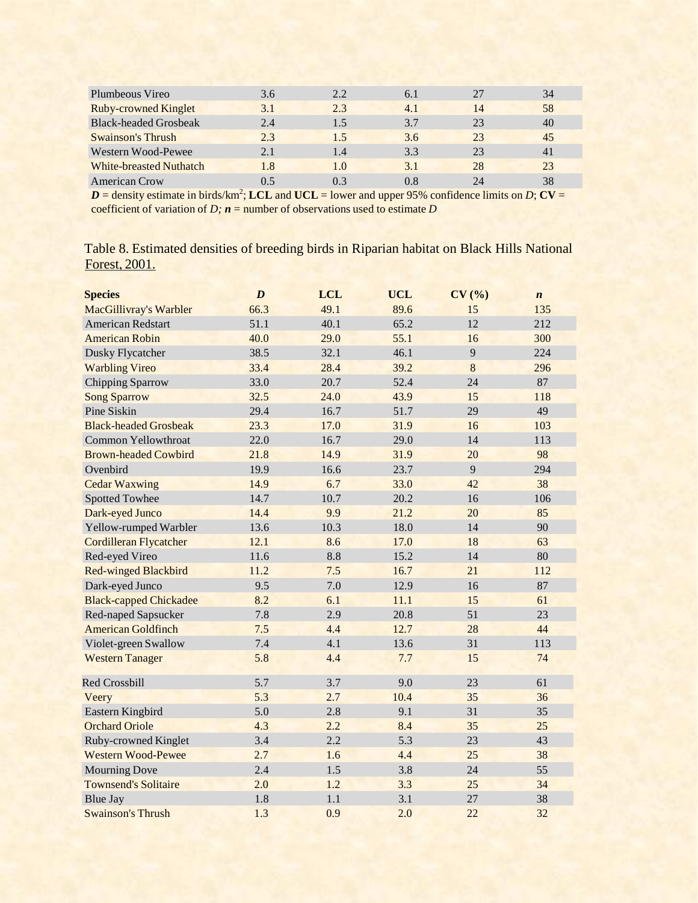| Plumbeous Vireo | 3.6 | 2.2 | 6.1 | 27 | 34 |
|---|---|---|---|---|---|
| Ruby-crowned Kinglet | 3.1 | 2.3 | 4.1 | 14 | 58 |
| Black-headed Grosbeak | 2.4 | 1.5 | 3.7 | 23 | 40 |
| Swainson's Thrush | 2.3 | 1.5 | 3.6 | 23 | 45 |
| Western Wood-Pewee | 2.1 | 1.4 | 3.3 | 23 | 41 |
| White-breasted Nuthatch | 1.8 | 1.0 | 3.1 | 28 | 23 |
| American Crow | 0.5 | 0.3 | 0.8 | 24 | 38 |

***D*** = density estimate in birds/km$^2$; **LCL** and **UCL** = lower and upper 95% confidence limits on *D*; **CV** = coefficient of variation of *D;* ***n*** = number of observations used to estimate *D*

Table 8. Estimated densities of breeding birds in Riparian habitat on Black Hills National Forest, 2001.

| **Species** | ***D*** | **LCL** | **UCL** | **CV (%)** | ***n*** |
|---|---|---|---|---|---|
| MacGillivray's Warbler | 66.3 | 49.1 | 89.6 | 15 | 135 |
| American Redstart | 51.1 | 40.1 | 65.2 | 12 | 212 |
| American Robin | 40.0 | 29.0 | 55.1 | 16 | 300 |
| Dusky Flycatcher | 38.5 | 32.1 | 46.1 | 9 | 224 |
| Warbling Vireo | 33.4 | 28.4 | 39.2 | 8 | 296 |
| Chipping Sparrow | 33.0 | 20.7 | 52.4 | 24 | 87 |
| Song Sparrow | 32.5 | 24.0 | 43.9 | 15 | 118 |
| Pine Siskin | 29.4 | 16.7 | 51.7 | 29 | 49 |
| Black-headed Grosbeak | 23.3 | 17.0 | 31.9 | 16 | 103 |
| Common Yellowthroat | 22.0 | 16.7 | 29.0 | 14 | 113 |
| Brown-headed Cowbird | 21.8 | 14.9 | 31.9 | 20 | 98 |
| Ovenbird | 19.9 | 16.6 | 23.7 | 9 | 294 |
| Cedar Waxwing | 14.9 | 6.7 | 33.0 | 42 | 38 |
| Spotted Towhee | 14.7 | 10.7 | 20.2 | 16 | 106 |
| Dark-eyed Junco | 14.4 | 9.9 | 21.2 | 20 | 85 |
| Yellow-rumped Warbler | 13.6 | 10.3 | 18.0 | 14 | 90 |
| Cordilleran Flycatcher | 12.1 | 8.6 | 17.0 | 18 | 63 |
| Red-eyed Vireo | 11.6 | 8.8 | 15.2 | 14 | 80 |
| Red-winged Blackbird | 11.2 | 7.5 | 16.7 | 21 | 112 |
| Dark-eyed Junco | 9.5 | 7.0 | 12.9 | 16 | 87 |
| Black-capped Chickadee | 8.2 | 6.1 | 11.1 | 15 | 61 |
| Red-naped Sapsucker | 7.8 | 2.9 | 20.8 | 51 | 23 |
| American Goldfinch | 7.5 | 4.4 | 12.7 | 28 | 44 |
| Violet-green Swallow | 7.4 | 4.1 | 13.6 | 31 | 113 |
| Western Tanager | 5.8 | 4.4 | 7.7 | 15 | 74 |
| Red Crossbill | 5.7 | 3.7 | 9.0 | 23 | 61 |
| Veery | 5.3 | 2.7 | 10.4 | 35 | 36 |
| Eastern Kingbird | 5.0 | 2.8 | 9.1 | 31 | 35 |
| Orchard Oriole | 4.3 | 2.2 | 8.4 | 35 | 25 |
| Ruby-crowned Kinglet | 3.4 | 2.2 | 5.3 | 23 | 43 |
| Western Wood-Pewee | 2.7 | 1.6 | 4.4 | 25 | 38 |
| Mourning Dove | 2.4 | 1.5 | 3.8 | 24 | 55 |
| Townsend's Solitaire | 2.0 | 1.2 | 3.3 | 25 | 34 |
| Blue Jay | 1.8 | 1.1 | 3.1 | 27 | 38 |
| Swainson's Thrush | 1.3 | 0.9 | 2.0 | 22 | 32 |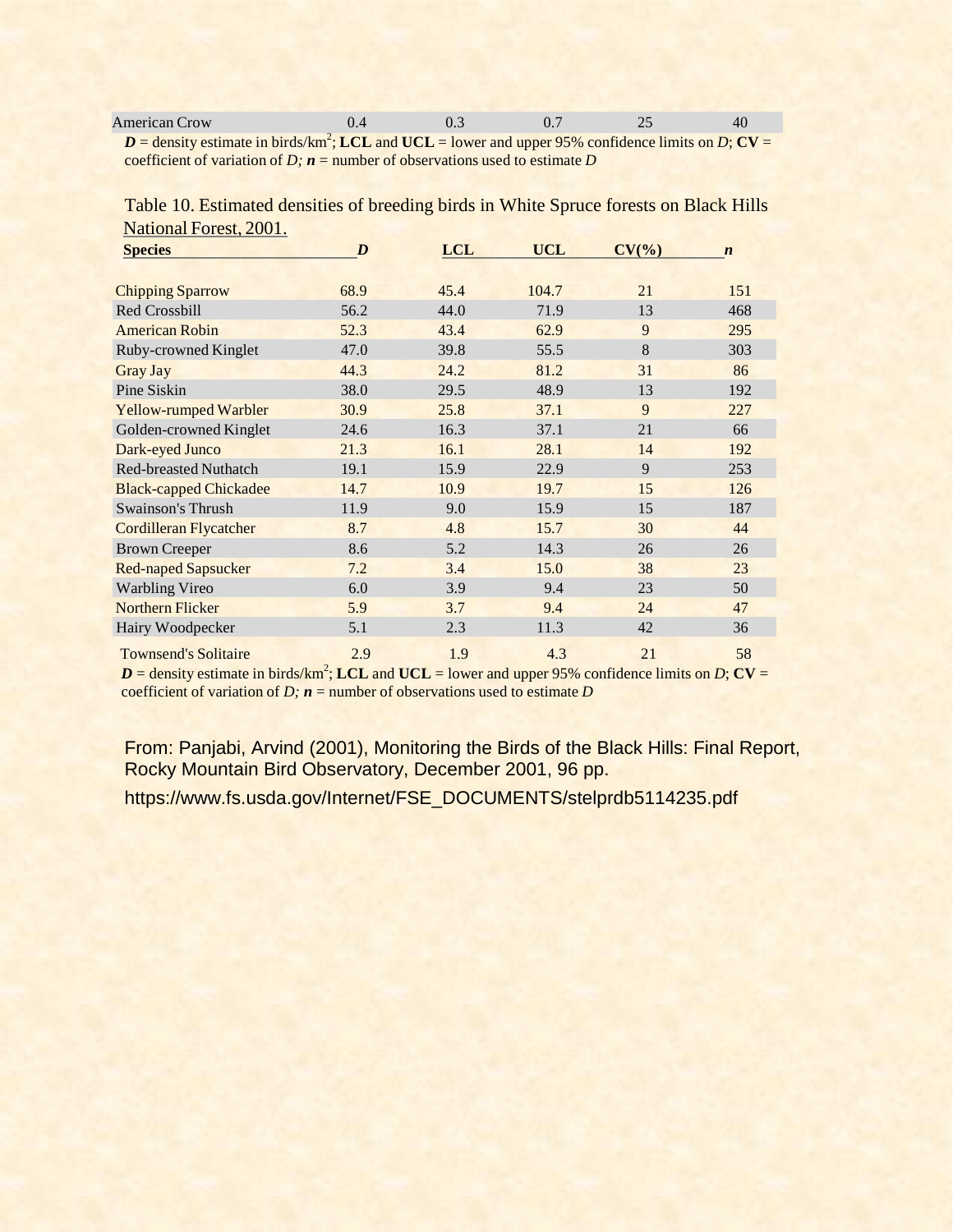| | | | | | |
|---|---|---|---|---|---|
| American Crow | 0.4 | 0.3 | 0.7 | 25 | 40 |

***D*** = density estimate in birds/km$^2$; **LCL** and **UCL** = lower and upper 95% confidence limits on *D*; **CV** = coefficient of variation of *D;* ***n*** = number of observations used to estimate *D*

Table 10. Estimated densities of breeding birds in White Spruce forests on Black Hills National Forest, 2001.

| **Species** | ***D*** | **LCL** | **UCL** | **CV(%)** | ***n*** |
|---|---|---|---|---|---|
| Chipping Sparrow | 68.9 | 45.4 | 104.7 | 21 | 151 |
| Red Crossbill | 56.2 | 44.0 | 71.9 | 13 | 468 |
| American Robin | 52.3 | 43.4 | 62.9 | 9 | 295 |
| Ruby-crowned Kinglet | 47.0 | 39.8 | 55.5 | 8 | 303 |
| Gray Jay | 44.3 | 24.2 | 81.2 | 31 | 86 |
| Pine Siskin | 38.0 | 29.5 | 48.9 | 13 | 192 |
| Yellow-rumped Warbler | 30.9 | 25.8 | 37.1 | 9 | 227 |
| Golden-crowned Kinglet | 24.6 | 16.3 | 37.1 | 21 | 66 |
| Dark-eyed Junco | 21.3 | 16.1 | 28.1 | 14 | 192 |
| Red-breasted Nuthatch | 19.1 | 15.9 | 22.9 | 9 | 253 |
| Black-capped Chickadee | 14.7 | 10.9 | 19.7 | 15 | 126 |
| Swainson's Thrush | 11.9 | 9.0 | 15.9 | 15 | 187 |
| Cordilleran Flycatcher | 8.7 | 4.8 | 15.7 | 30 | 44 |
| Brown Creeper | 8.6 | 5.2 | 14.3 | 26 | 26 |
| Red-naped Sapsucker | 7.2 | 3.4 | 15.0 | 38 | 23 |
| Warbling Vireo | 6.0 | 3.9 | 9.4 | 23 | 50 |
| Northern Flicker | 5.9 | 3.7 | 9.4 | 24 | 47 |
| Hairy Woodpecker | 5.1 | 2.3 | 11.3 | 42 | 36 |
| Townsend's Solitaire | 2.9 | 1.9 | 4.3 | 21 | 58 |

***D*** = density estimate in birds/km$^2$; **LCL** and **UCL** = lower and upper 95% confidence limits on *D*; **CV** = coefficient of variation of *D;* ***n*** = number of observations used to estimate *D*

From: Panjabi, Arvind (2001), Monitoring the Birds of the Black Hills: Final Report, Rocky Mountain Bird Observatory, December 2001, 96 pp.

https://www.fs.usda.gov/Internet/FSE_DOCUMENTS/stelprdb5114235.pdf